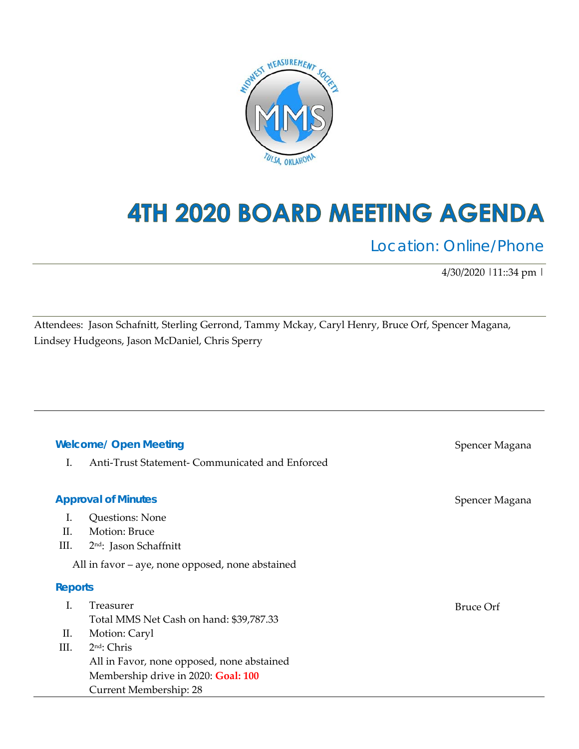# 4TH 2020 BOARD MEETING AGENDA

## Location: Online/Phone

4/30/2020 |11::34 pm |

Attendees: Jason Schafnitt, Sterling Gerrond, Tammy Mckay, Caryl Henry, Bruce Orf, Spencer Magana, Lindsey Hudgeons, Jason McDaniel, Chris Sperry

### Welcome/ Open Meeting

Spencer Magana

I. Anti-Trust Statement- Communicated and Enforced

### Approval of Minutes

Spencer Magana

I. Questions: None
II. Motion: Bruce
III. 2nd: Jason Schaffnitt

All in favor – aye, none opposed, none abstained

### Reports

I. Treasurer — Bruce Orf
   Total MMS Net Cash on hand: $39,787.33
II. Motion: Caryl
III. 2nd: Chris
   All in Favor, none opposed, none abstained
   Membership drive in 2020: **Goal: 100**
   Current Membership: 28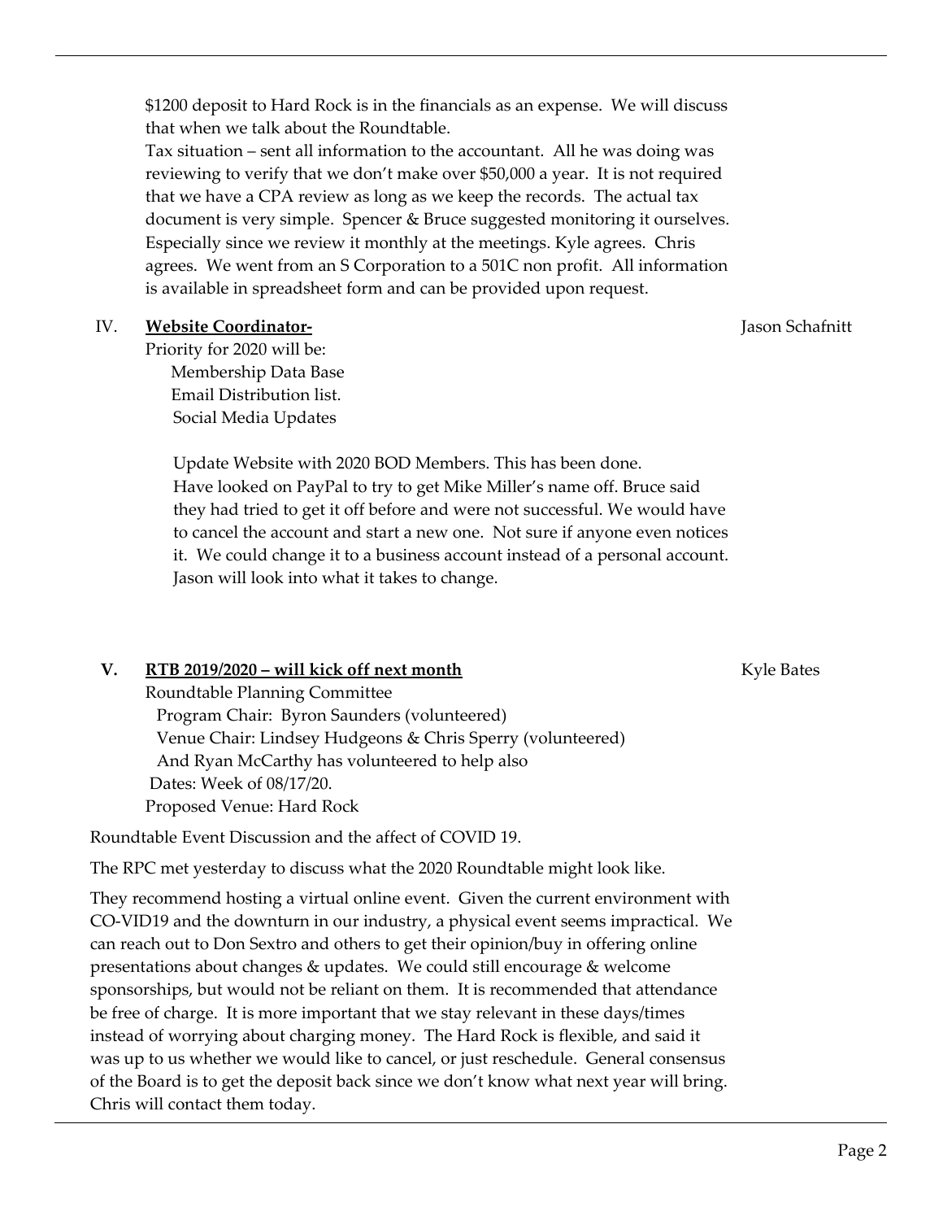$1200 deposit to Hard Rock is in the financials as an expense. We will discuss that when we talk about the Roundtable.

Tax situation – sent all information to the accountant. All he was doing was reviewing to verify that we don't make over $50,000 a year. It is not required that we have a CPA review as long as we keep the records. The actual tax document is very simple. Spencer & Bruce suggested monitoring it ourselves. Especially since we review it monthly at the meetings. Kyle agrees. Chris agrees. We went from an S Corporation to a 501C non profit. All information is available in spreadsheet form and can be provided upon request.

## IV. **Website Coordinator-** — Jason Schafnitt

Priority for 2020 will be:

- Membership Data Base
- Email Distribution list.
- Social Media Updates

Update Website with 2020 BOD Members. This has been done.
Have looked on PayPal to try to get Mike Miller's name off. Bruce said they had tried to get it off before and were not successful. We would have to cancel the account and start a new one. Not sure if anyone even notices it. We could change it to a business account instead of a personal account. Jason will look into what it takes to change.

## V. **RTB 2019/2020 – will kick off next month** — Kyle Bates

Roundtable Planning Committee

- Program Chair: Byron Saunders (volunteered)
- Venue Chair: Lindsey Hudgeons & Chris Sperry (volunteered)
- And Ryan McCarthy has volunteered to help also

Dates: Week of 08/17/20.
Proposed Venue: Hard Rock

Roundtable Event Discussion and the affect of COVID 19.

The RPC met yesterday to discuss what the 2020 Roundtable might look like.

They recommend hosting a virtual online event. Given the current environment with CO-VID19 and the downturn in our industry, a physical event seems impractical. We can reach out to Don Sextro and others to get their opinion/buy in offering online presentations about changes & updates. We could still encourage & welcome sponsorships, but would not be reliant on them. It is recommended that attendance be free of charge. It is more important that we stay relevant in these days/times instead of worrying about charging money. The Hard Rock is flexible, and said it was up to us whether we would like to cancel, or just reschedule. General consensus of the Board is to get the deposit back since we don't know what next year will bring. Chris will contact them today.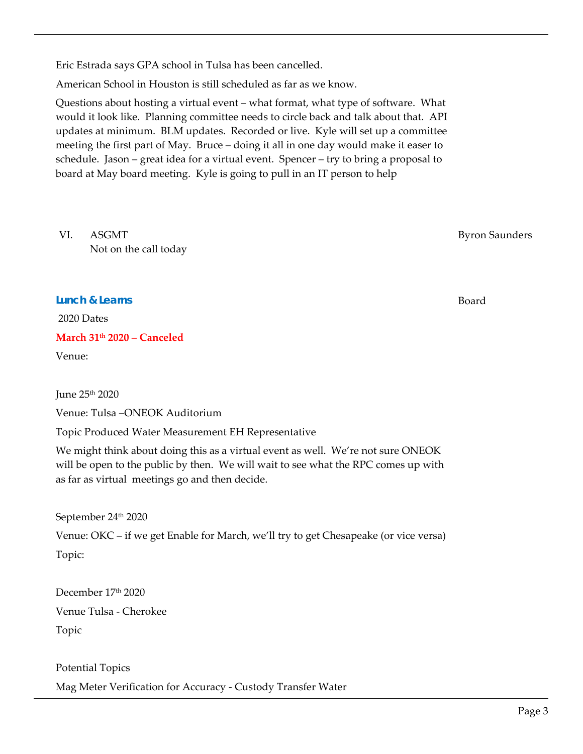Eric Estrada says GPA school in Tulsa has been cancelled.

American School in Houston is still scheduled as far as we know.

Questions about hosting a virtual event – what format, what type of software. What would it look like. Planning committee needs to circle back and talk about that. API updates at minimum. BLM updates. Recorded or live. Kyle will set up a committee meeting the first part of May. Bruce – doing it all in one day would make it easer to schedule. Jason – great idea for a virtual event. Spencer – try to bring a proposal to board at May board meeting. Kyle is going to pull in an IT person to help

VI. ASGMT — Byron Saunders

Not on the call today

**Lunch & Learns** — Board

2020 Dates

**March 31th 2020 – Canceled**

Venue:

June 25th 2020

Venue: Tulsa –ONEOK Auditorium

Topic Produced Water Measurement EH Representative

We might think about doing this as a virtual event as well. We're not sure ONEOK will be open to the public by then. We will wait to see what the RPC comes up with as far as virtual meetings go and then decide.

September 24th 2020

Venue: OKC – if we get Enable for March, we'll try to get Chesapeake (or vice versa)

Topic:

December 17th 2020

Venue Tulsa - Cherokee

Topic

Potential Topics

Mag Meter Verification for Accuracy - Custody Transfer Water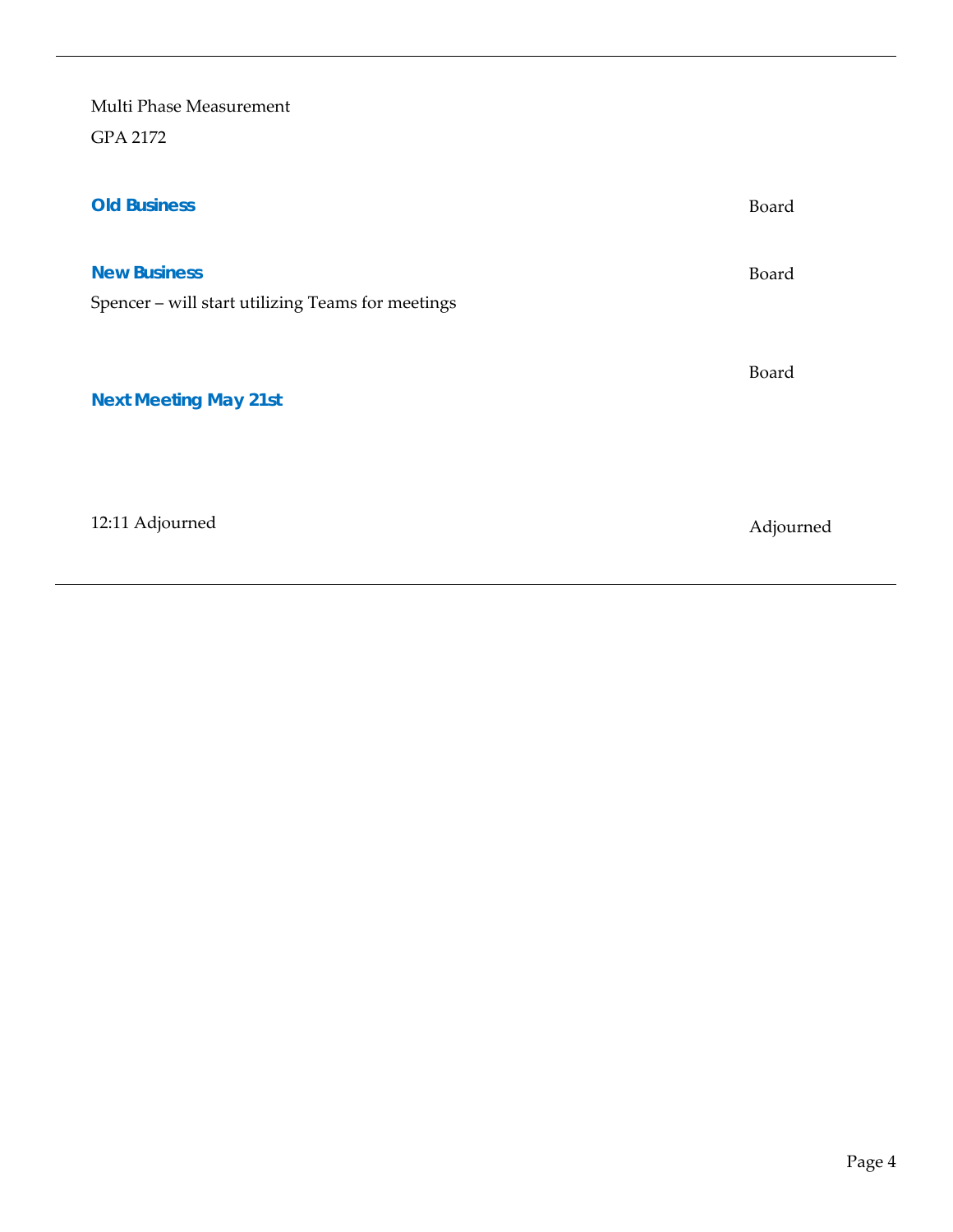Multi Phase Measurement

GPA 2172

| | |
|---|---|
| **Old Business** | Board |
| **New Business** | Board |
| Spencer – will start utilizing Teams for meetings | |
| **Next Meeting May 21st** | Board |
| 12:11 Adjourned | Adjourned |